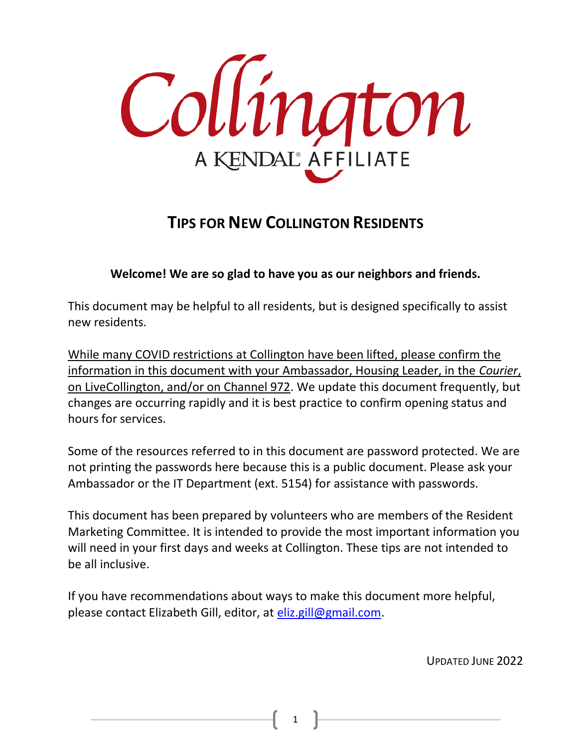Collington

A KENDAL® AFFILIATE

# TIPS FOR NEW COLLINGTON RESIDENTS

**Welcome! We are so glad to have you as our neighbors and friends.**

This document may be helpful to all residents, but is designed specifically to assist new residents.

<u>While many COVID restrictions at Collington have been lifted, please confirm the information in this document with your Ambassador, Housing Leader, in the *Courier*, on LiveCollington, and/or on Channel 972</u>. We update this document frequently, but changes are occurring rapidly and it is best practice to confirm opening status and hours for services.

Some of the resources referred to in this document are password protected. We are not printing the passwords here because this is a public document. Please ask your Ambassador or the IT Department (ext. 5154) for assistance with passwords.

This document has been prepared by volunteers who are members of the Resident Marketing Committee. It is intended to provide the most important information you will need in your first days and weeks at Collington. These tips are not intended to be all inclusive.

If you have recommendations about ways to make this document more helpful, please contact Elizabeth Gill, editor, at eliz.gill@gmail.com.

UPDATED JUNE 2022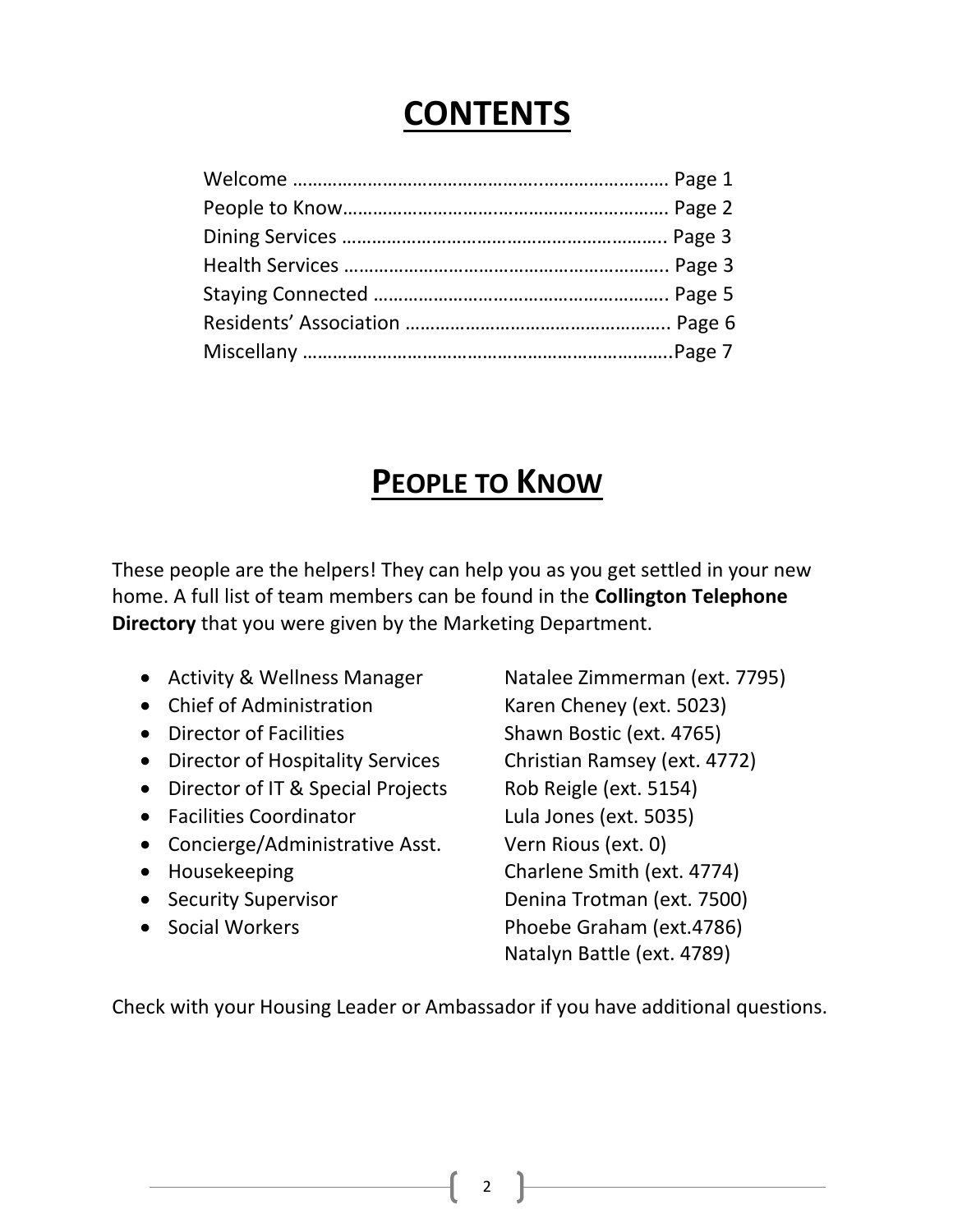# CONTENTS

Welcome ……………………………………………..……………… Page 1
People to Know……………………………………………………… Page 2
Dining Services ……………………………………………………….. Page 3
Health Services ……………………………………………………….. Page 3
Staying Connected ………………………………………………….. Page 5
Residents' Association …………………………………………….. Page 6
Miscellany ………………………………………………………………..Page 7

# PEOPLE TO KNOW

These people are the helpers! They can help you as you get settled in your new home. A full list of team members can be found in the **Collington Telephone Directory** that you were given by the Marketing Department.

- Activity & Wellness Manager — Natalee Zimmerman (ext. 7795)
- Chief of Administration — Karen Cheney (ext. 5023)
- Director of Facilities — Shawn Bostic (ext. 4765)
- Director of Hospitality Services — Christian Ramsey (ext. 4772)
- Director of IT & Special Projects — Rob Reigle (ext. 5154)
- Facilities Coordinator — Lula Jones (ext. 5035)
- Concierge/Administrative Asst. — Vern Rious (ext. 0)
- Housekeeping — Charlene Smith (ext. 4774)
- Security Supervisor — Denina Trotman (ext. 7500)
- Social Workers — Phoebe Graham (ext.4786)
  Natalyn Battle (ext. 4789)

Check with your Housing Leader or Ambassador if you have additional questions.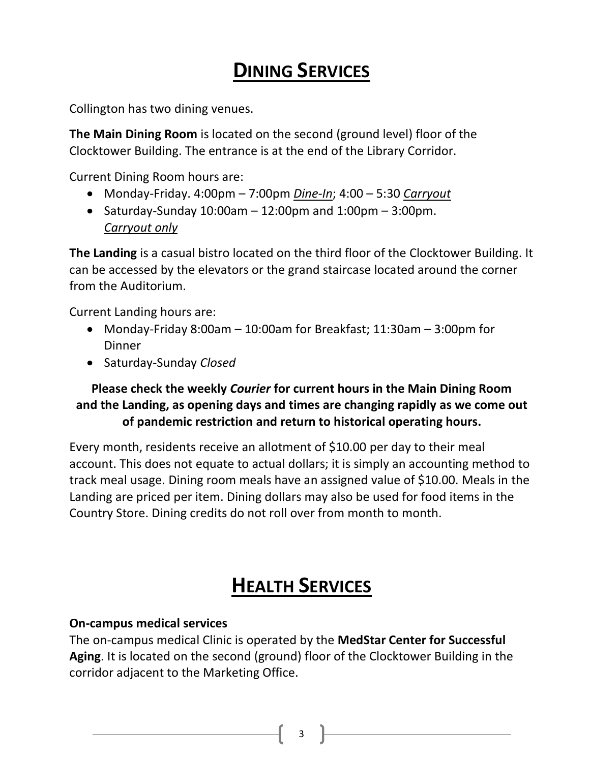# DINING SERVICES

Collington has two dining venues.

**The Main Dining Room** is located on the second (ground level) floor of the Clocktower Building. The entrance is at the end of the Library Corridor.

Current Dining Room hours are:

- Monday-Friday. 4:00pm – 7:00pm *Dine-In*; 4:00 – 5:30 *Carryout*
- Saturday-Sunday 10:00am – 12:00pm and 1:00pm – 3:00pm. *Carryout only*

**The Landing** is a casual bistro located on the third floor of the Clocktower Building. It can be accessed by the elevators or the grand staircase located around the corner from the Auditorium.

Current Landing hours are:

- Monday-Friday 8:00am – 10:00am for Breakfast; 11:30am – 3:00pm for Dinner
- Saturday-Sunday *Closed*

**Please check the weekly *Courier* for current hours in the Main Dining Room and the Landing, as opening days and times are changing rapidly as we come out of pandemic restriction and return to historical operating hours.**

Every month, residents receive an allotment of $10.00 per day to their meal account. This does not equate to actual dollars; it is simply an accounting method to track meal usage. Dining room meals have an assigned value of $10.00. Meals in the Landing are priced per item. Dining dollars may also be used for food items in the Country Store. Dining credits do not roll over from month to month.

# HEALTH SERVICES

**On-campus medical services**

The on-campus medical Clinic is operated by the **MedStar Center for Successful Aging**. It is located on the second (ground) floor of the Clocktower Building in the corridor adjacent to the Marketing Office.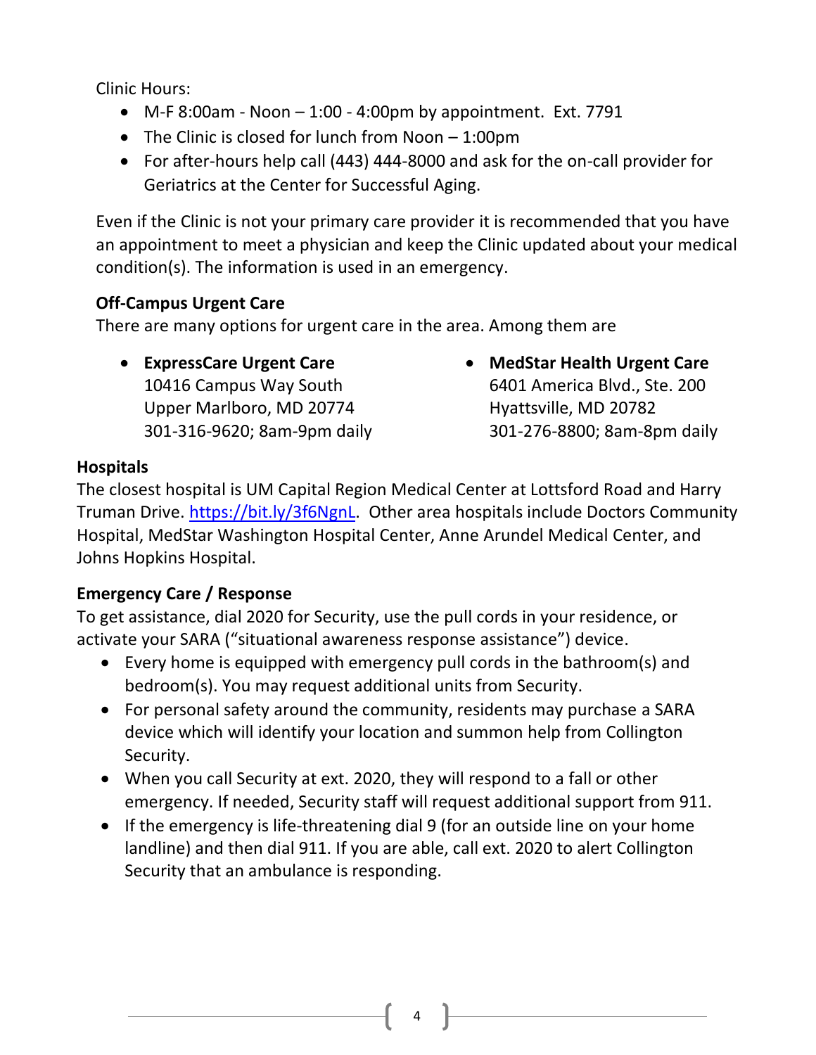Clinic Hours:

- M-F 8:00am - Noon – 1:00 - 4:00pm by appointment.  Ext. 7791
- The Clinic is closed for lunch from Noon – 1:00pm
- For after-hours help call (443) 444-8000 and ask for the on-call provider for Geriatrics at the Center for Successful Aging.

Even if the Clinic is not your primary care provider it is recommended that you have an appointment to meet a physician and keep the Clinic updated about your medical condition(s). The information is used in an emergency.

### Off-Campus Urgent Care

There are many options for urgent care in the area. Among them are

- **ExpressCare Urgent Care**
  10416 Campus Way South
  Upper Marlboro, MD 20774
  301-316-9620; 8am-9pm daily
- **MedStar Health Urgent Care**
  6401 America Blvd., Ste. 200
  Hyattsville, MD 20782
  301-276-8800; 8am-8pm daily

### Hospitals

The closest hospital is UM Capital Region Medical Center at Lottsford Road and Harry Truman Drive. https://bit.ly/3f6NgnL.  Other area hospitals include Doctors Community Hospital, MedStar Washington Hospital Center, Anne Arundel Medical Center, and Johns Hopkins Hospital.

### Emergency Care / Response

To get assistance, dial 2020 for Security, use the pull cords in your residence, or activate your SARA ("situational awareness response assistance") device.

- Every home is equipped with emergency pull cords in the bathroom(s) and bedroom(s). You may request additional units from Security.
- For personal safety around the community, residents may purchase a SARA device which will identify your location and summon help from Collington Security.
- When you call Security at ext. 2020, they will respond to a fall or other emergency. If needed, Security staff will request additional support from 911.
- If the emergency is life-threatening dial 9 (for an outside line on your home landline) and then dial 911. If you are able, call ext. 2020 to alert Collington Security that an ambulance is responding.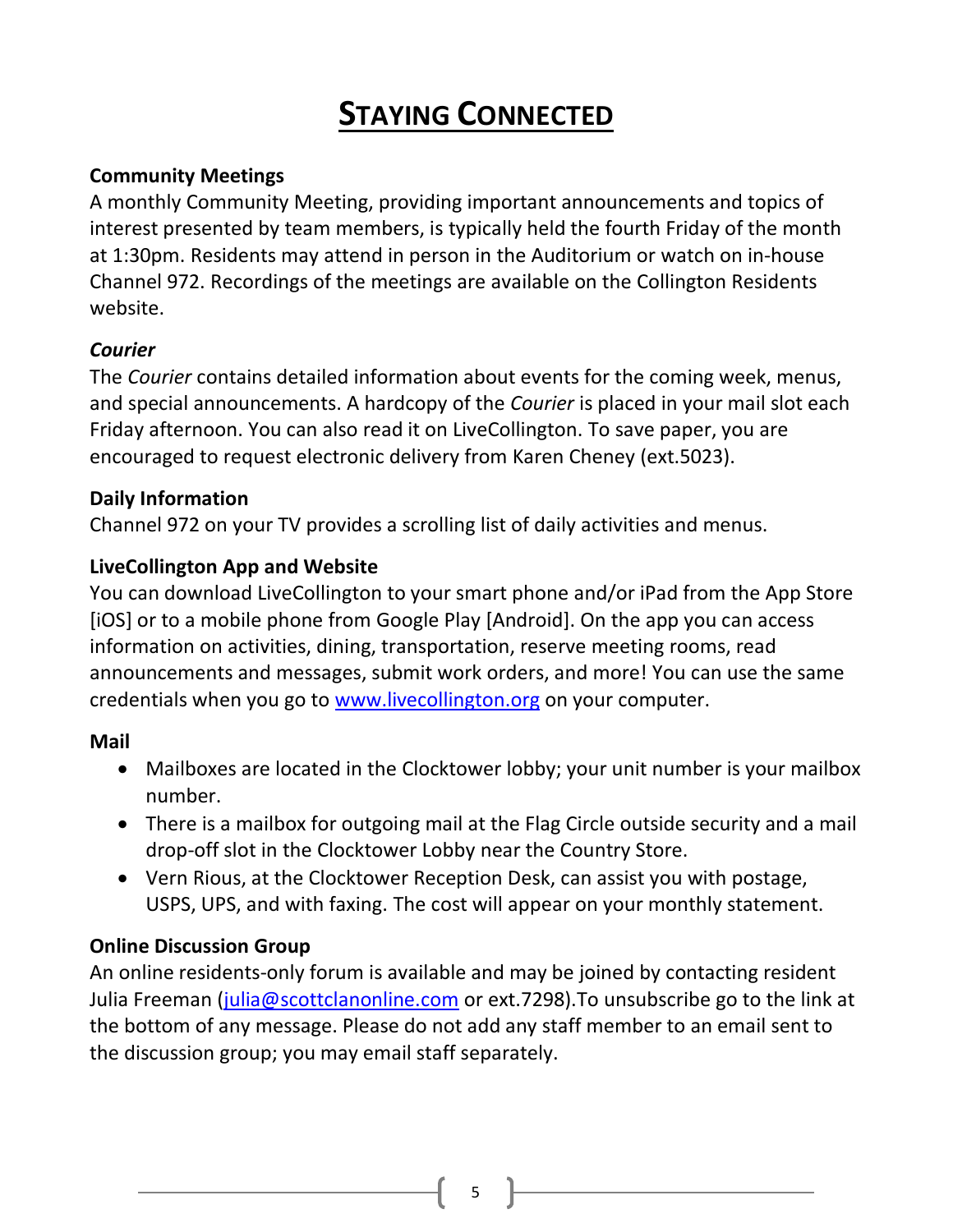# STAYING CONNECTED

**Community Meetings**
A monthly Community Meeting, providing important announcements and topics of interest presented by team members, is typically held the fourth Friday of the month at 1:30pm. Residents may attend in person in the Auditorium or watch on in-house Channel 972. Recordings of the meetings are available on the Collington Residents website.

***Courier***
The *Courier* contains detailed information about events for the coming week, menus, and special announcements. A hardcopy of the *Courier* is placed in your mail slot each Friday afternoon. You can also read it on LiveCollington. To save paper, you are encouraged to request electronic delivery from Karen Cheney (ext.5023).

**Daily Information**
Channel 972 on your TV provides a scrolling list of daily activities and menus.

**LiveCollington App and Website**
You can download LiveCollington to your smart phone and/or iPad from the App Store [iOS] or to a mobile phone from Google Play [Android]. On the app you can access information on activities, dining, transportation, reserve meeting rooms, read announcements and messages, submit work orders, and more! You can use the same credentials when you go to [www.livecollington.org](http://www.livecollington.org) on your computer.

**Mail**

- Mailboxes are located in the Clocktower lobby; your unit number is your mailbox number.
- There is a mailbox for outgoing mail at the Flag Circle outside security and a mail drop-off slot in the Clocktower Lobby near the Country Store.
- Vern Rious, at the Clocktower Reception Desk, can assist you with postage, USPS, UPS, and with faxing. The cost will appear on your monthly statement.

**Online Discussion Group**
An online residents-only forum is available and may be joined by contacting resident Julia Freeman ([julia@scottclanonline.com](mailto:julia@scottclanonline.com) or ext.7298).To unsubscribe go to the link at the bottom of any message. Please do not add any staff member to an email sent to the discussion group; you may email staff separately.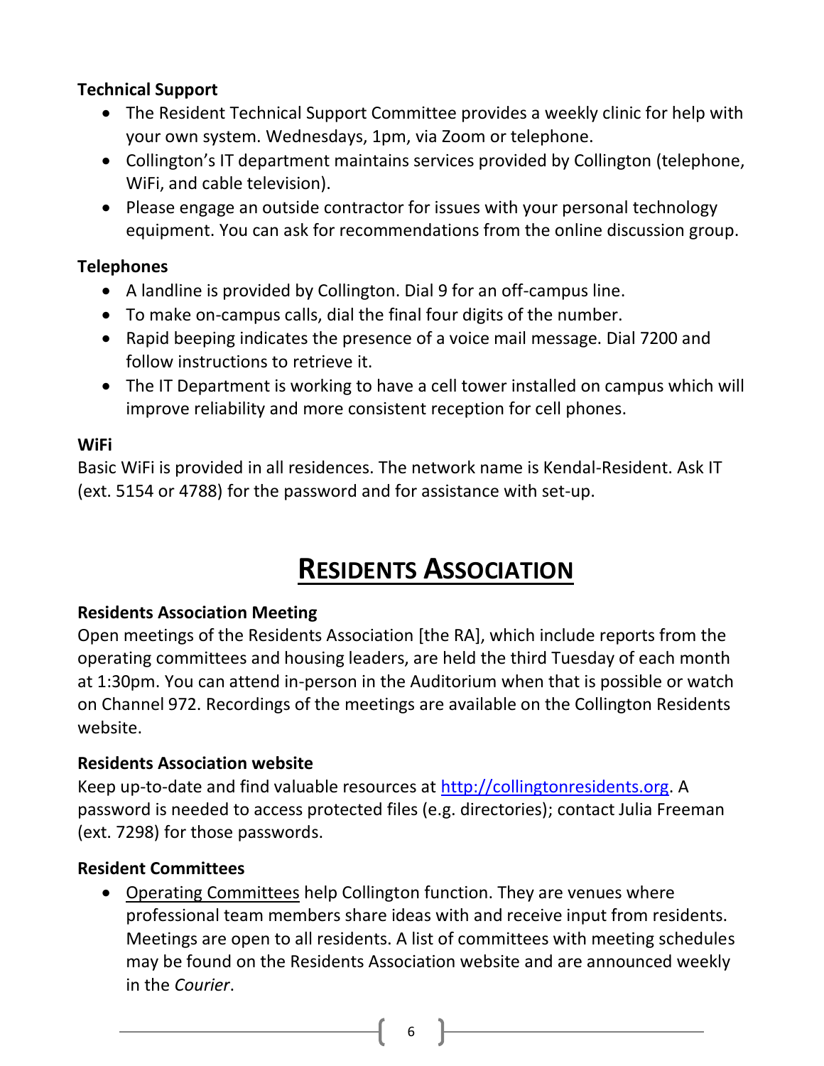### Technical Support

- The Resident Technical Support Committee provides a weekly clinic for help with your own system. Wednesdays, 1pm, via Zoom or telephone.
- Collington's IT department maintains services provided by Collington (telephone, WiFi, and cable television).
- Please engage an outside contractor for issues with your personal technology equipment. You can ask for recommendations from the online discussion group.

### Telephones

- A landline is provided by Collington. Dial 9 for an off-campus line.
- To make on-campus calls, dial the final four digits of the number.
- Rapid beeping indicates the presence of a voice mail message. Dial 7200 and follow instructions to retrieve it.
- The IT Department is working to have a cell tower installed on campus which will improve reliability and more consistent reception for cell phones.

### WiFi

Basic WiFi is provided in all residences. The network name is Kendal-Resident. Ask IT (ext. 5154 or 4788) for the password and for assistance with set-up.

## RESIDENTS ASSOCIATION

### Residents Association Meeting

Open meetings of the Residents Association [the RA], which include reports from the operating committees and housing leaders, are held the third Tuesday of each month at 1:30pm. You can attend in-person in the Auditorium when that is possible or watch on Channel 972. Recordings of the meetings are available on the Collington Residents website.

### Residents Association website

Keep up-to-date and find valuable resources at [http://collingtonresidents.org](http://collingtonresidents.org). A password is needed to access protected files (e.g. directories); contact Julia Freeman (ext. 7298) for those passwords.

### Resident Committees

- Operating Committees help Collington function. They are venues where professional team members share ideas with and receive input from residents. Meetings are open to all residents. A list of committees with meeting schedules may be found on the Residents Association website and are announced weekly in the *Courier*.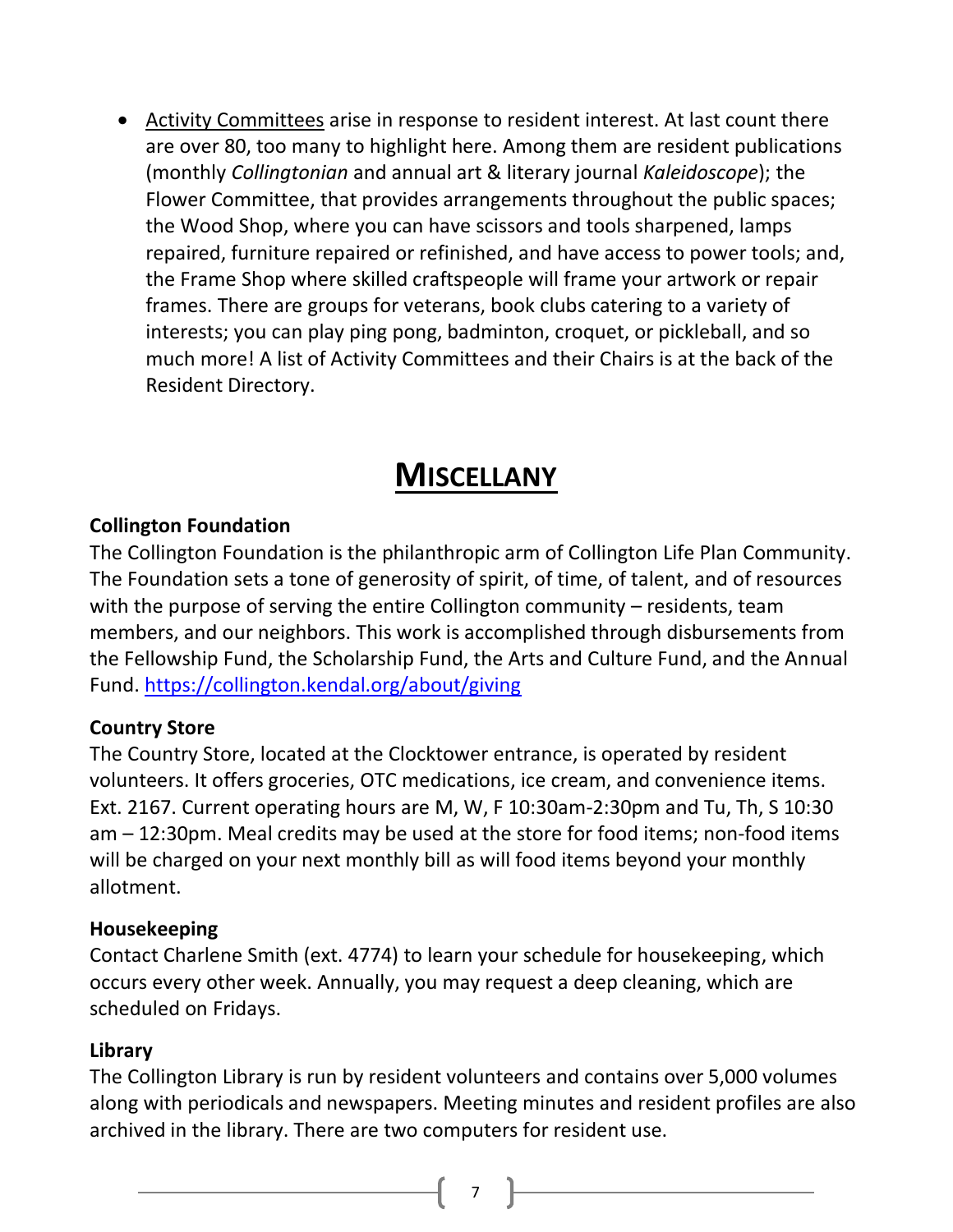- Activity Committees arise in response to resident interest. At last count there are over 80, too many to highlight here. Among them are resident publications (monthly *Collingtonian* and annual art & literary journal *Kaleidoscope*); the Flower Committee, that provides arrangements throughout the public spaces; the Wood Shop, where you can have scissors and tools sharpened, lamps repaired, furniture repaired or refinished, and have access to power tools; and, the Frame Shop where skilled craftspeople will frame your artwork or repair frames. There are groups for veterans, book clubs catering to a variety of interests; you can play ping pong, badminton, croquet, or pickleball, and so much more! A list of Activity Committees and their Chairs is at the back of the Resident Directory.

# MISCELLANY

**Collington Foundation**

The Collington Foundation is the philanthropic arm of Collington Life Plan Community. The Foundation sets a tone of generosity of spirit, of time, of talent, and of resources with the purpose of serving the entire Collington community – residents, team members, and our neighbors. This work is accomplished through disbursements from the Fellowship Fund, the Scholarship Fund, the Arts and Culture Fund, and the Annual Fund. https://collington.kendal.org/about/giving

**Country Store**

The Country Store, located at the Clocktower entrance, is operated by resident volunteers. It offers groceries, OTC medications, ice cream, and convenience items. Ext. 2167. Current operating hours are M, W, F 10:30am-2:30pm and Tu, Th, S 10:30 am – 12:30pm. Meal credits may be used at the store for food items; non-food items will be charged on your next monthly bill as will food items beyond your monthly allotment.

**Housekeeping**

Contact Charlene Smith (ext. 4774) to learn your schedule for housekeeping, which occurs every other week. Annually, you may request a deep cleaning, which are scheduled on Fridays.

**Library**

The Collington Library is run by resident volunteers and contains over 5,000 volumes along with periodicals and newspapers. Meeting minutes and resident profiles are also archived in the library. There are two computers for resident use.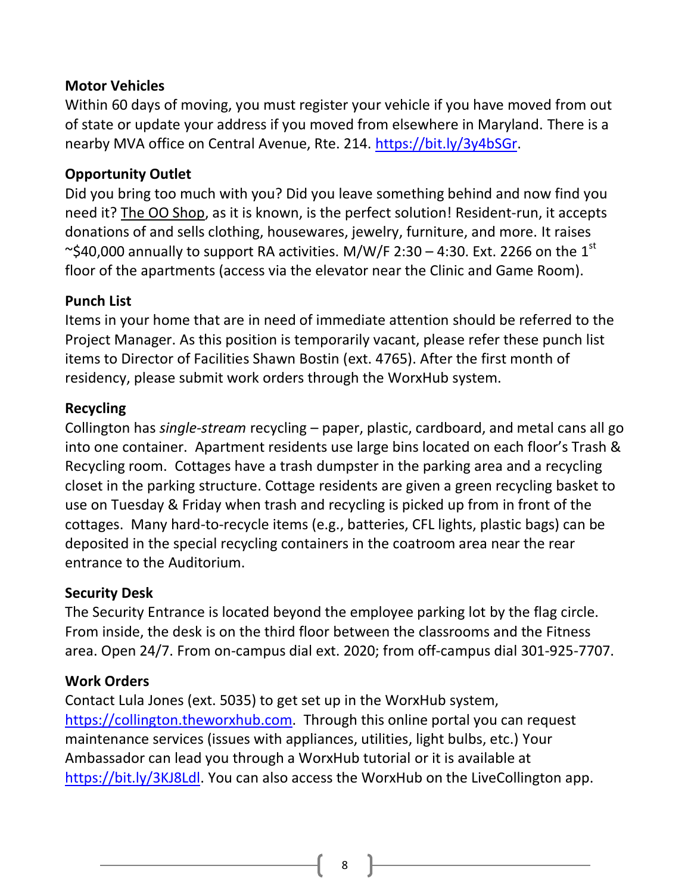**Motor Vehicles**

Within 60 days of moving, you must register your vehicle if you have moved from out of state or update your address if you moved from elsewhere in Maryland. There is a nearby MVA office on Central Avenue, Rte. 214. https://bit.ly/3y4bSGr.

**Opportunity Outlet**

Did you bring too much with you? Did you leave something behind and now find you need it? The OO Shop, as it is known, is the perfect solution! Resident-run, it accepts donations of and sells clothing, housewares, jewelry, furniture, and more. It raises ~$40,000 annually to support RA activities. M/W/F 2:30 – 4:30. Ext. 2266 on the 1st floor of the apartments (access via the elevator near the Clinic and Game Room).

**Punch List**

Items in your home that are in need of immediate attention should be referred to the Project Manager. As this position is temporarily vacant, please refer these punch list items to Director of Facilities Shawn Bostin (ext. 4765). After the first month of residency, please submit work orders through the WorxHub system.

**Recycling**

Collington has *single-stream* recycling – paper, plastic, cardboard, and metal cans all go into one container. Apartment residents use large bins located on each floor's Trash & Recycling room. Cottages have a trash dumpster in the parking area and a recycling closet in the parking structure. Cottage residents are given a green recycling basket to use on Tuesday & Friday when trash and recycling is picked up from in front of the cottages. Many hard-to-recycle items (e.g., batteries, CFL lights, plastic bags) can be deposited in the special recycling containers in the coatroom area near the rear entrance to the Auditorium.

**Security Desk**

The Security Entrance is located beyond the employee parking lot by the flag circle. From inside, the desk is on the third floor between the classrooms and the Fitness area. Open 24/7. From on-campus dial ext. 2020; from off-campus dial 301-925-7707.

**Work Orders**

Contact Lula Jones (ext. 5035) to get set up in the WorxHub system, https://collington.theworxhub.com. Through this online portal you can request maintenance services (issues with appliances, utilities, light bulbs, etc.) Your Ambassador can lead you through a WorxHub tutorial or it is available at https://bit.ly/3KJ8Ldl. You can also access the WorxHub on the LiveCollington app.